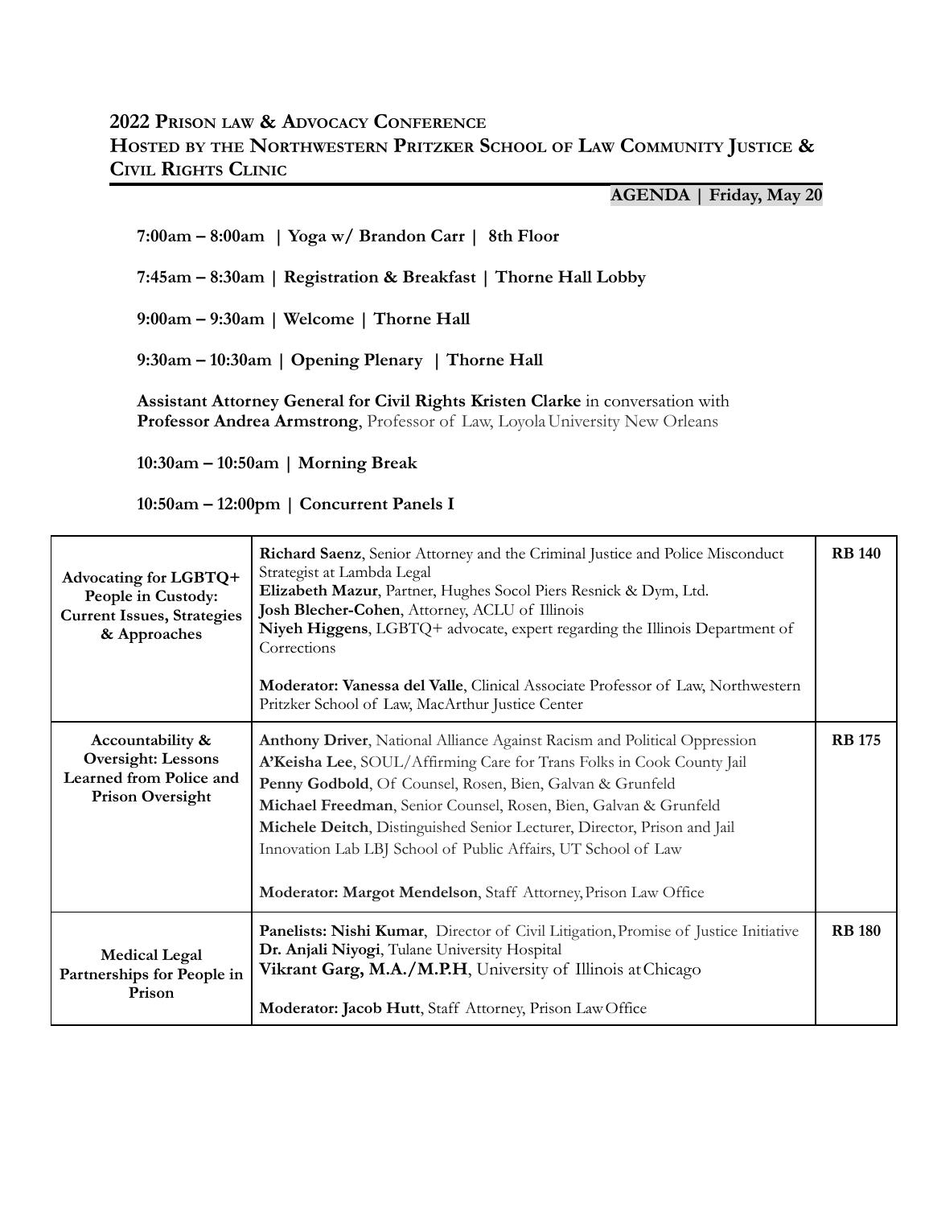## 2022 Prison law & Advocacy Conference
## Hosted by the Northwestern Pritzker School of Law Community Justice & Civil Rights Clinic

**AGENDA | Friday, May 20**

**7:00am – 8:00am | Yoga w/ Brandon Carr | 8th Floor**

**7:45am – 8:30am | Registration & Breakfast | Thorne Hall Lobby**

**9:00am – 9:30am | Welcome | Thorne Hall**

**9:30am – 10:30am | Opening Plenary | Thorne Hall**

**Assistant Attorney General for Civil Rights Kristen Clarke** in conversation with **Professor Andrea Armstrong**, Professor of Law, Loyola University New Orleans

**10:30am – 10:50am | Morning Break**

**10:50am – 12:00pm | Concurrent Panels I**

| | | |
|---|---|---|
| **Advocating for LGBTQ+ People in Custody: Current Issues, Strategies & Approaches** | **Richard Saenz**, Senior Attorney and the Criminal Justice and Police Misconduct Strategist at Lambda Legal<br>**Elizabeth Mazur**, Partner, Hughes Socol Piers Resnick & Dym, Ltd.<br>**Josh Blecher-Cohen**, Attorney, ACLU of Illinois<br>**Niyeh Higgens**, LGBTQ+ advocate, expert regarding the Illinois Department of Corrections<br><br>**Moderator: Vanessa del Valle**, Clinical Associate Professor of Law, Northwestern Pritzker School of Law, MacArthur Justice Center | **RB 140** |
| **Accountability & Oversight: Lessons Learned from Police and Prison Oversight** | **Anthony Driver**, National Alliance Against Racism and Political Oppression<br>**A'Keisha Lee**, SOUL/Affirming Care for Trans Folks in Cook County Jail<br>**Penny Godbold**, Of Counsel, Rosen, Bien, Galvan & Grunfeld<br>**Michael Freedman**, Senior Counsel, Rosen, Bien, Galvan & Grunfeld<br>**Michele Deitch**, Distinguished Senior Lecturer, Director, Prison and Jail Innovation Lab LBJ School of Public Affairs, UT School of Law<br><br>**Moderator: Margot Mendelson**, Staff Attorney, Prison Law Office | **RB 175** |
| **Medical Legal Partnerships for People in Prison** | **Panelists: Nishi Kumar**, Director of Civil Litigation, Promise of Justice Initiative<br>**Dr. Anjali Niyogi**, Tulane University Hospital<br>**Vikrant Garg, M.A./M.P.H**, University of Illinois at Chicago<br><br>**Moderator: Jacob Hutt**, Staff Attorney, Prison Law Office | **RB 180** |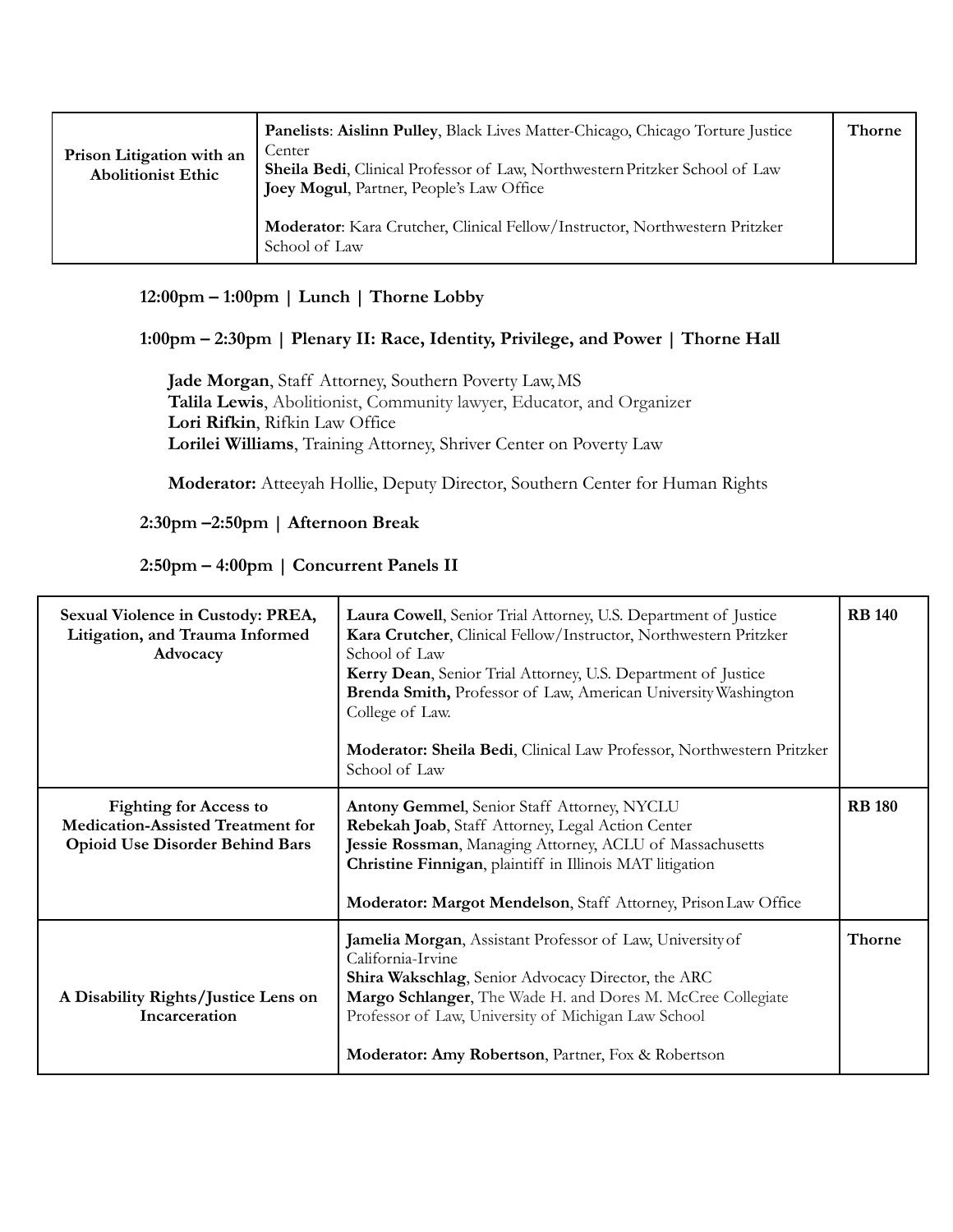| | | |
|---|---|---|
| **Prison Litigation with an Abolitionist Ethic** | **Panelists**: **Aislinn Pulley**, Black Lives Matter-Chicago, Chicago Torture Justice Center<br>**Sheila Bedi**, Clinical Professor of Law, Northwestern Pritzker School of Law<br>**Joey Mogul**, Partner, People's Law Office<br><br>**Moderator**: Kara Crutcher, Clinical Fellow/Instructor, Northwestern Pritzker School of Law | **Thorne** |

**12:00pm – 1:00pm | Lunch | Thorne Lobby**

**1:00pm – 2:30pm | Plenary II: Race, Identity, Privilege, and Power | Thorne Hall**

**Jade Morgan**, Staff Attorney, Southern Poverty Law, MS
**Talila Lewis**, Abolitionist, Community lawyer, Educator, and Organizer
**Lori Rifkin**, Rifkin Law Office
**Lorilei Williams**, Training Attorney, Shriver Center on Poverty Law

**Moderator:** Atteeyah Hollie, Deputy Director, Southern Center for Human Rights

**2:30pm –2:50pm | Afternoon Break**

**2:50pm – 4:00pm | Concurrent Panels II**

| | | |
|---|---|---|
| **Sexual Violence in Custody: PREA, Litigation, and Trauma Informed Advocacy** | **Laura Cowell**, Senior Trial Attorney, U.S. Department of Justice<br>**Kara Crutcher**, Clinical Fellow/Instructor, Northwestern Pritzker School of Law<br>**Kerry Dean**, Senior Trial Attorney, U.S. Department of Justice<br>**Brenda Smith,** Professor of Law, American University Washington College of Law.<br><br>**Moderator: Sheila Bedi**, Clinical Law Professor, Northwestern Pritzker School of Law | **RB 140** |
| **Fighting for Access to Medication-Assisted Treatment for Opioid Use Disorder Behind Bars** | **Antony Gemmel**, Senior Staff Attorney, NYCLU<br>**Rebekah Joab**, Staff Attorney, Legal Action Center<br>**Jessie Rossman**, Managing Attorney, ACLU of Massachusetts<br>**Christine Finnigan**, plaintiff in Illinois MAT litigation<br><br>**Moderator: Margot Mendelson**, Staff Attorney, Prison Law Office | **RB 180** |
| **A Disability Rights/Justice Lens on Incarceration** | **Jamelia Morgan**, Assistant Professor of Law, University of California-Irvine<br>**Shira Wakschlag**, Senior Advocacy Director, the ARC<br>**Margo Schlanger**, The Wade H. and Dores M. McCree Collegiate Professor of Law, University of Michigan Law School<br><br>**Moderator: Amy Robertson**, Partner, Fox & Robertson | **Thorne** |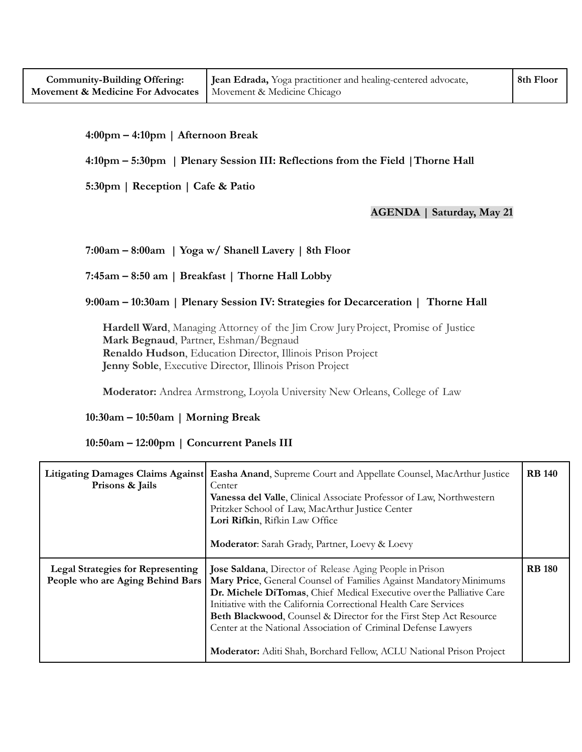| | | |
|---|---|---|
| **Community-Building Offering: Movement & Medicine For Advocates** | **Jean Edrada,** Yoga practitioner and healing-centered advocate, Movement & Medicine Chicago | **8th Floor** |

**4:00pm – 4:10pm | Afternoon Break**

**4:10pm – 5:30pm | Plenary Session III: Reflections from the Field | Thorne Hall**

**5:30pm | Reception | Cafe & Patio**

## AGENDA | Saturday, May 21

**7:00am – 8:00am | Yoga w/ Shanell Lavery | 8th Floor**

**7:45am – 8:50 am | Breakfast | Thorne Hall Lobby**

**9:00am – 10:30am | Plenary Session IV: Strategies for Decarceration | Thorne Hall**

**Hardell Ward**, Managing Attorney of the Jim Crow Jury Project, Promise of Justice
**Mark Begnaud**, Partner, Eshman/Begnaud
**Renaldo Hudson**, Education Director, Illinois Prison Project
**Jenny Soble**, Executive Director, Illinois Prison Project

**Moderator:** Andrea Armstrong, Loyola University New Orleans, College of Law

**10:30am – 10:50am | Morning Break**

**10:50am – 12:00pm | Concurrent Panels III**

| | | |
|---|---|---|
| **Litigating Damages Claims Against Prisons & Jails** | **Easha Anand**, Supreme Court and Appellate Counsel, MacArthur Justice Center<br>**Vanessa del Valle**, Clinical Associate Professor of Law, Northwestern Pritzker School of Law, MacArthur Justice Center<br>**Lori Rifkin**, Rifkin Law Office<br><br>**Moderator**: Sarah Grady, Partner, Loevy & Loevy | **RB 140** |
| **Legal Strategies for Representing People who are Aging Behind Bars** | **Jose Saldana**, Director of Release Aging People in Prison<br>**Mary Price**, General Counsel of Families Against Mandatory Minimums<br>**Dr. Michele DiTomas**, Chief Medical Executive over the Palliative Care Initiative with the California Correctional Health Care Services<br>**Beth Blackwood**, Counsel & Director for the First Step Act Resource Center at the National Association of Criminal Defense Lawyers<br><br>**Moderator:** Aditi Shah, Borchard Fellow, ACLU National Prison Project | **RB 180** |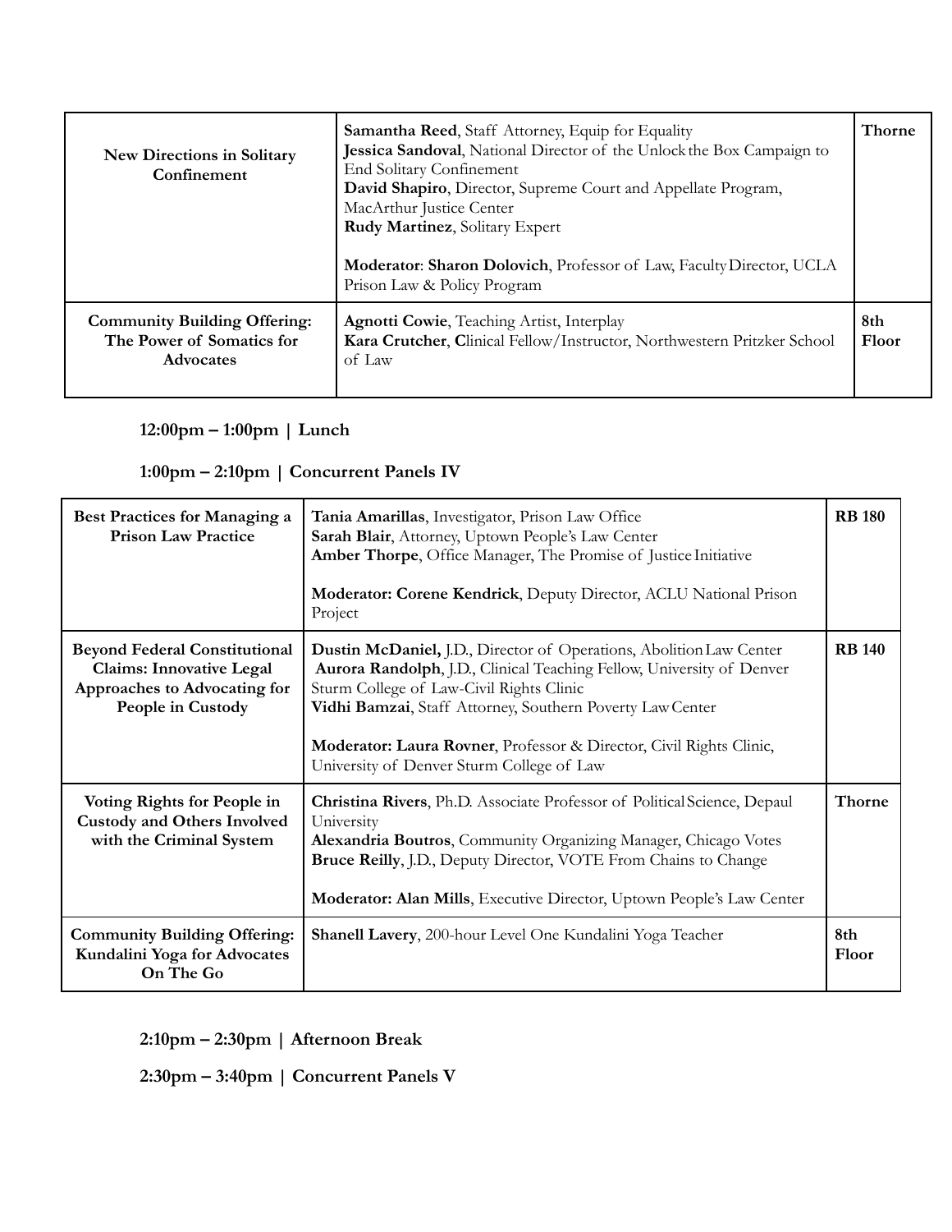| | | |
|---|---|---|
| **New Directions in Solitary Confinement** | **Samantha Reed**, Staff Attorney, Equip for Equality<br>**Jessica Sandoval**, National Director of the Unlock the Box Campaign to End Solitary Confinement<br>**David Shapiro**, Director, Supreme Court and Appellate Program, MacArthur Justice Center<br>**Rudy Martinez**, Solitary Expert<br><br>**Moderator**: **Sharon Dolovich**, Professor of Law, Faculty Director, UCLA Prison Law & Policy Program | **Thorne** |
| **Community Building Offering: The Power of Somatics for Advocates** | **Agnotti Cowie**, Teaching Artist, Interplay<br>**Kara Crutcher**, **C**linical Fellow/Instructor, Northwestern Pritzker School of Law | **8th Floor** |

**12:00pm – 1:00pm | Lunch**

**1:00pm – 2:10pm | Concurrent Panels IV**

| | | |
|---|---|---|
| **Best Practices for Managing a Prison Law Practice** | **Tania Amarillas**, Investigator, Prison Law Office<br>**Sarah Blair**, Attorney, Uptown People's Law Center<br>**Amber Thorpe**, Office Manager, The Promise of Justice Initiative<br><br>**Moderator: Corene Kendrick**, Deputy Director, ACLU National Prison Project | **RB 180** |
| **Beyond Federal Constitutional Claims: Innovative Legal Approaches to Advocating for People in Custody** | **Dustin McDaniel,** J.D., Director of Operations, Abolition Law Center<br>**Aurora Randolph**, J.D., Clinical Teaching Fellow, University of Denver Sturm College of Law-Civil Rights Clinic<br>**Vidhi Bamzai**, Staff Attorney, Southern Poverty Law Center<br><br>**Moderator: Laura Rovner**, Professor & Director, Civil Rights Clinic, University of Denver Sturm College of Law | **RB 140** |
| **Voting Rights for People in Custody and Others Involved with the Criminal System** | **Christina Rivers**, Ph.D. Associate Professor of Political Science, Depaul University<br>**Alexandria Boutros**, Community Organizing Manager, Chicago Votes<br>**Bruce Reilly**, J.D., Deputy Director, VOTE From Chains to Change<br><br>**Moderator: Alan Mills**, Executive Director, Uptown People's Law Center | **Thorne** |
| **Community Building Offering: Kundalini Yoga for Advocates On The Go** | **Shanell Lavery**, 200-hour Level One Kundalini Yoga Teacher | **8th Floor** |

**2:10pm – 2:30pm | Afternoon Break**

**2:30pm – 3:40pm | Concurrent Panels V**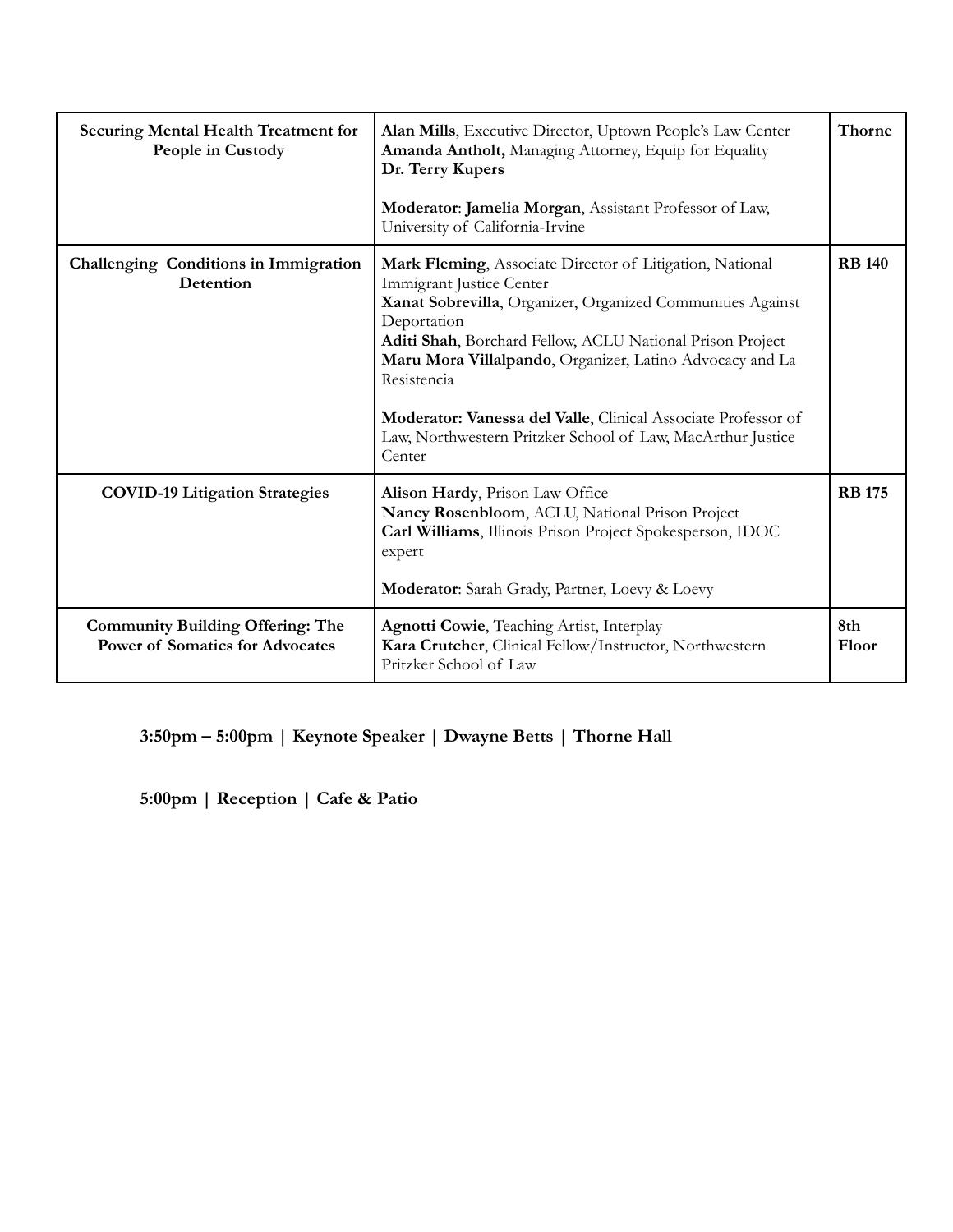| | | |
|---|---|---|
| **Securing Mental Health Treatment for People in Custody** | **Alan Mills**, Executive Director, Uptown People's Law Center<br>**Amanda Antholt,** Managing Attorney, Equip for Equality<br>**Dr. Terry Kupers**<br><br>**Moderator**: **Jamelia Morgan**, Assistant Professor of Law, University of California-Irvine | **Thorne** |
| **Challenging Conditions in Immigration Detention** | **Mark Fleming**, Associate Director of Litigation, National Immigrant Justice Center<br>**Xanat Sobrevilla**, Organizer, Organized Communities Against Deportation<br>**Aditi Shah**, Borchard Fellow, ACLU National Prison Project<br>**Maru Mora Villalpando**, Organizer, Latino Advocacy and La Resistencia<br><br>**Moderator: Vanessa del Valle**, Clinical Associate Professor of Law, Northwestern Pritzker School of Law, MacArthur Justice Center | **RB 140** |
| **COVID-19 Litigation Strategies** | **Alison Hardy**, Prison Law Office<br>**Nancy Rosenbloom**, ACLU, National Prison Project<br>**Carl Williams**, Illinois Prison Project Spokesperson, IDOC expert<br><br>**Moderator**: Sarah Grady, Partner, Loevy & Loevy | **RB 175** |
| **Community Building Offering: The Power of Somatics for Advocates** | **Agnotti Cowie**, Teaching Artist, Interplay<br>**Kara Crutcher**, Clinical Fellow/Instructor, Northwestern Pritzker School of Law | **8th Floor** |

**3:50pm – 5:00pm | Keynote Speaker | Dwayne Betts | Thorne Hall**

**5:00pm | Reception | Cafe & Patio**